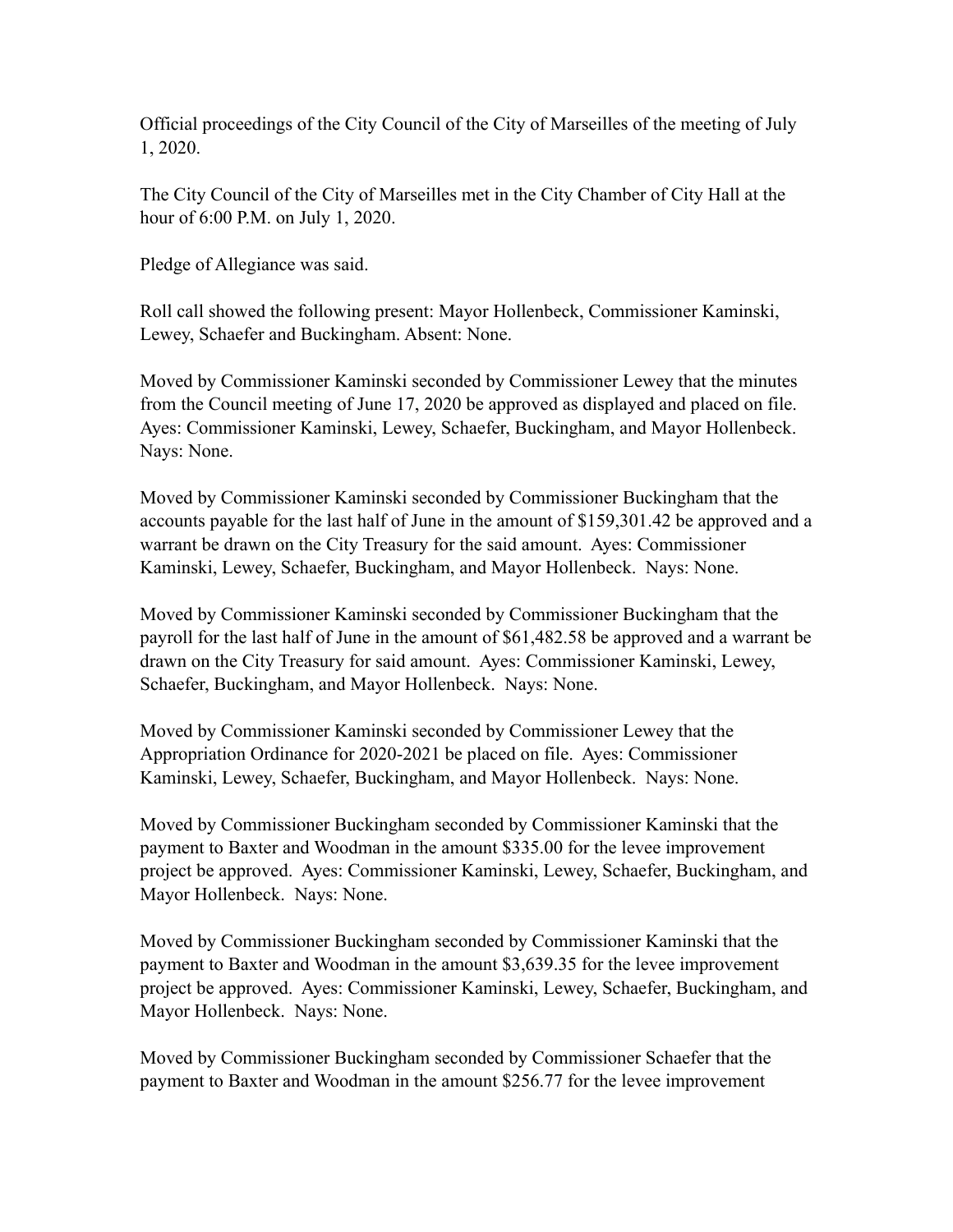Official proceedings of the City Council of the City of Marseilles of the meeting of July 1, 2020.

The City Council of the City of Marseilles met in the City Chamber of City Hall at the hour of 6:00 P.M. on July 1, 2020.

Pledge of Allegiance was said.

Roll call showed the following present: Mayor Hollenbeck, Commissioner Kaminski, Lewey, Schaefer and Buckingham. Absent: None.

Moved by Commissioner Kaminski seconded by Commissioner Lewey that the minutes from the Council meeting of June 17, 2020 be approved as displayed and placed on file. Ayes: Commissioner Kaminski, Lewey, Schaefer, Buckingham, and Mayor Hollenbeck. Nays: None.

Moved by Commissioner Kaminski seconded by Commissioner Buckingham that the accounts payable for the last half of June in the amount of $159,301.42 be approved and a warrant be drawn on the City Treasury for the said amount. Ayes: Commissioner Kaminski, Lewey, Schaefer, Buckingham, and Mayor Hollenbeck. Nays: None.

Moved by Commissioner Kaminski seconded by Commissioner Buckingham that the payroll for the last half of June in the amount of $61,482.58 be approved and a warrant be drawn on the City Treasury for said amount. Ayes: Commissioner Kaminski, Lewey, Schaefer, Buckingham, and Mayor Hollenbeck. Nays: None.

Moved by Commissioner Kaminski seconded by Commissioner Lewey that the Appropriation Ordinance for 2020-2021 be placed on file. Ayes: Commissioner Kaminski, Lewey, Schaefer, Buckingham, and Mayor Hollenbeck. Nays: None.

Moved by Commissioner Buckingham seconded by Commissioner Kaminski that the payment to Baxter and Woodman in the amount $335.00 for the levee improvement project be approved. Ayes: Commissioner Kaminski, Lewey, Schaefer, Buckingham, and Mayor Hollenbeck. Nays: None.

Moved by Commissioner Buckingham seconded by Commissioner Kaminski that the payment to Baxter and Woodman in the amount $3,639.35 for the levee improvement project be approved. Ayes: Commissioner Kaminski, Lewey, Schaefer, Buckingham, and Mayor Hollenbeck. Nays: None.

Moved by Commissioner Buckingham seconded by Commissioner Schaefer that the payment to Baxter and Woodman in the amount $256.77 for the levee improvement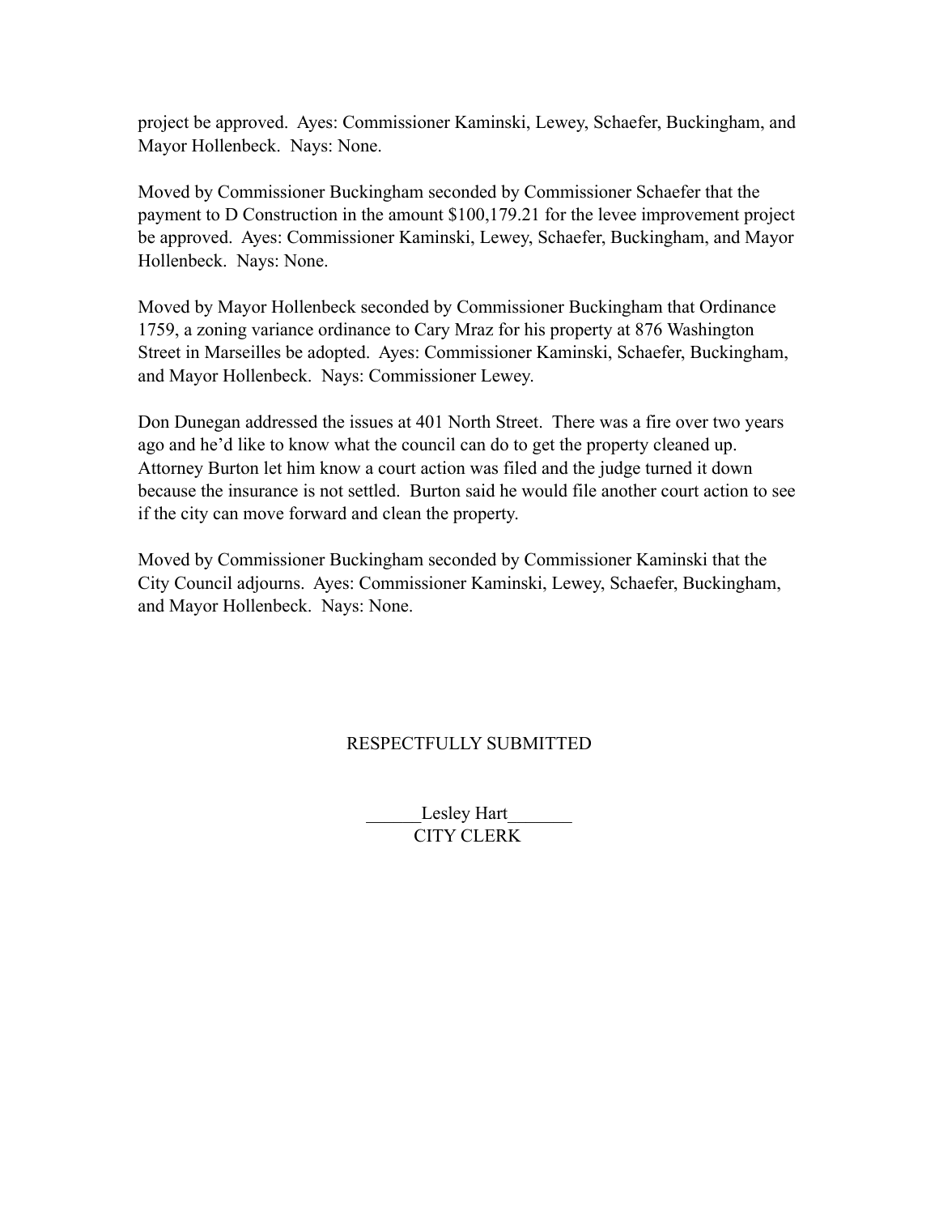project be approved. Ayes: Commissioner Kaminski, Lewey, Schaefer, Buckingham, and Mayor Hollenbeck. Nays: None.

Moved by Commissioner Buckingham seconded by Commissioner Schaefer that the payment to D Construction in the amount $100,179.21 for the levee improvement project be approved. Ayes: Commissioner Kaminski, Lewey, Schaefer, Buckingham, and Mayor Hollenbeck. Nays: None.

Moved by Mayor Hollenbeck seconded by Commissioner Buckingham that Ordinance 1759, a zoning variance ordinance to Cary Mraz for his property at 876 Washington Street in Marseilles be adopted. Ayes: Commissioner Kaminski, Schaefer, Buckingham, and Mayor Hollenbeck. Nays: Commissioner Lewey.

Don Dunegan addressed the issues at 401 North Street. There was a fire over two years ago and he'd like to know what the council can do to get the property cleaned up. Attorney Burton let him know a court action was filed and the judge turned it down because the insurance is not settled. Burton said he would file another court action to see if the city can move forward and clean the property.

Moved by Commissioner Buckingham seconded by Commissioner Kaminski that the City Council adjourns. Ayes: Commissioner Kaminski, Lewey, Schaefer, Buckingham, and Mayor Hollenbeck. Nays: None.

RESPECTFULLY SUBMITTED

______Lesley Hart_______
CITY CLERK